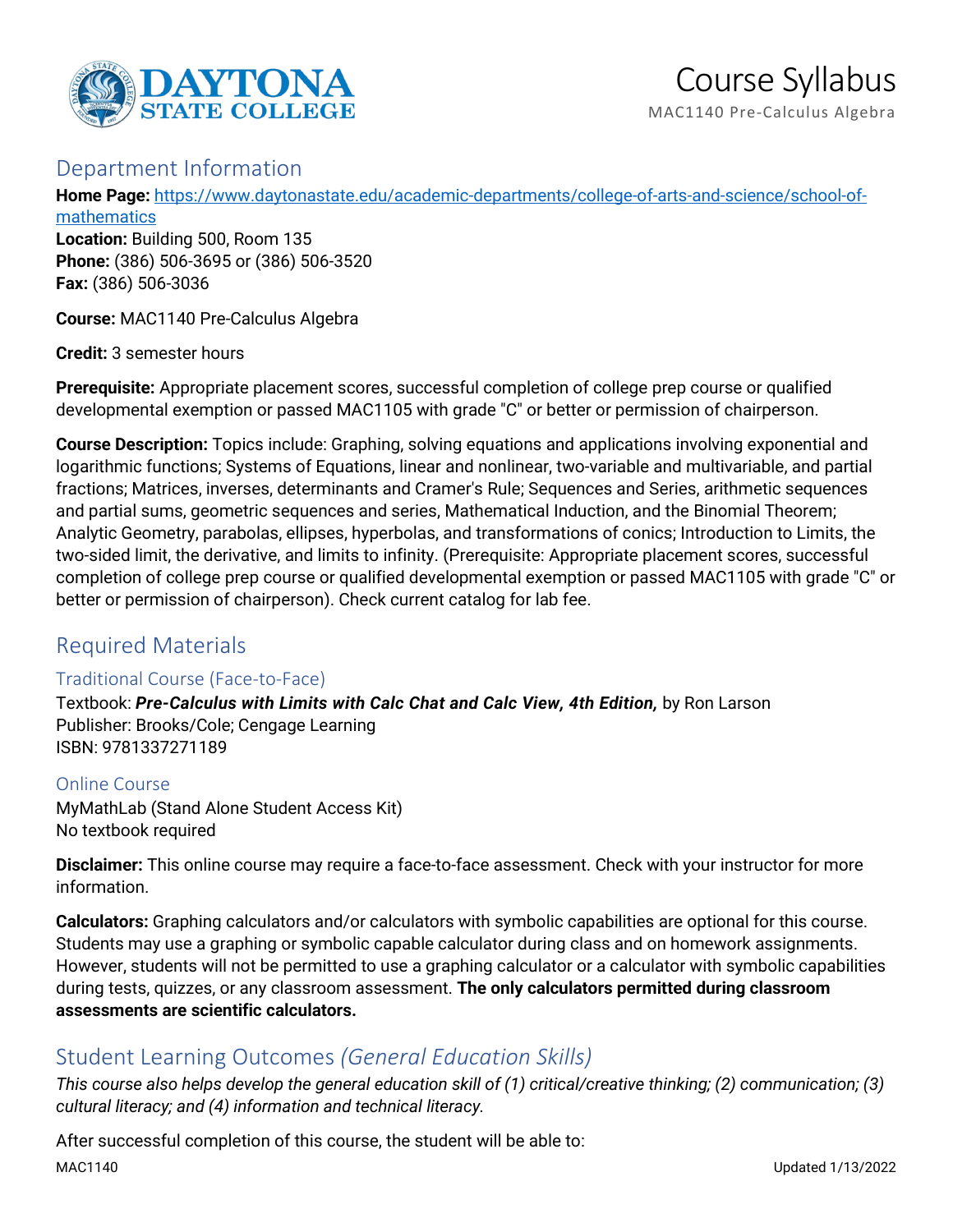# Course Syllabus

MAC1140 Pre-Calculus Algebra

## Department Information

**Home Page:** [https://www.daytonastate.edu/academic-departments/college-of-arts-and-science/school-of-mathematics](https://www.daytonastate.edu/academic-departments/college-of-arts-and-science/school-of-mathematics)
**Location:** Building 500, Room 135
**Phone:** (386) 506-3695 or (386) 506-3520
**Fax:** (386) 506-3036

**Course:** MAC1140 Pre-Calculus Algebra

**Credit:** 3 semester hours

**Prerequisite:** Appropriate placement scores, successful completion of college prep course or qualified developmental exemption or passed MAC1105 with grade "C" or better or permission of chairperson.

**Course Description:** Topics include: Graphing, solving equations and applications involving exponential and logarithmic functions; Systems of Equations, linear and nonlinear, two-variable and multivariable, and partial fractions; Matrices, inverses, determinants and Cramer's Rule; Sequences and Series, arithmetic sequences and partial sums, geometric sequences and series, Mathematical Induction, and the Binomial Theorem; Analytic Geometry, parabolas, ellipses, hyperbolas, and transformations of conics; Introduction to Limits, the two-sided limit, the derivative, and limits to infinity. (Prerequisite: Appropriate placement scores, successful completion of college prep course or qualified developmental exemption or passed MAC1105 with grade "C" or better or permission of chairperson). Check current catalog for lab fee.

## Required Materials

### Traditional Course (Face-to-Face)

Textbook: ***Pre-Calculus with Limits with Calc Chat and Calc View, 4th Edition,*** by Ron Larson
Publisher: Brooks/Cole; Cengage Learning
ISBN: 9781337271189

### Online Course

MyMathLab (Stand Alone Student Access Kit)
No textbook required

**Disclaimer:** This online course may require a face-to-face assessment. Check with your instructor for more information.

**Calculators:** Graphing calculators and/or calculators with symbolic capabilities are optional for this course. Students may use a graphing or symbolic capable calculator during class and on homework assignments. However, students will not be permitted to use a graphing calculator or a calculator with symbolic capabilities during tests, quizzes, or any classroom assessment. **The only calculators permitted during classroom assessments are scientific calculators.**

## Student Learning Outcomes *(General Education Skills)*

*This course also helps develop the general education skill of (1) critical/creative thinking; (2) communication; (3) cultural literacy; and (4) information and technical literacy.*

After successful completion of this course, the student will be able to: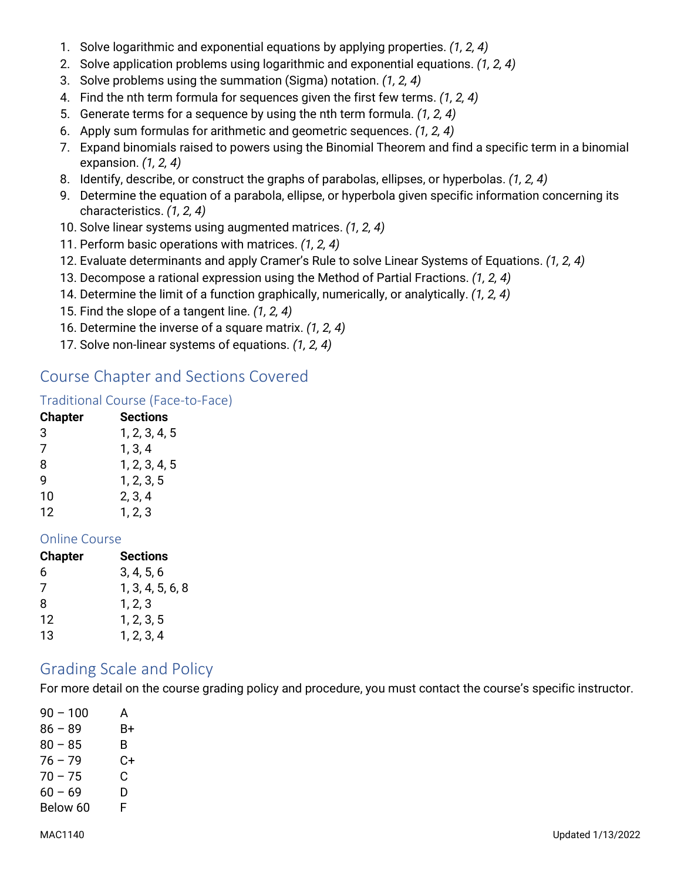1. Solve logarithmic and exponential equations by applying properties. *(1, 2, 4)*
2. Solve application problems using logarithmic and exponential equations. *(1, 2, 4)*
3. Solve problems using the summation (Sigma) notation. *(1, 2, 4)*
4. Find the nth term formula for sequences given the first few terms. *(1, 2, 4)*
5. Generate terms for a sequence by using the nth term formula. *(1, 2, 4)*
6. Apply sum formulas for arithmetic and geometric sequences. *(1, 2, 4)*
7. Expand binomials raised to powers using the Binomial Theorem and find a specific term in a binomial expansion. *(1, 2, 4)*
8. Identify, describe, or construct the graphs of parabolas, ellipses, or hyperbolas. *(1, 2, 4)*
9. Determine the equation of a parabola, ellipse, or hyperbola given specific information concerning its characteristics. *(1, 2, 4)*
10. Solve linear systems using augmented matrices. *(1, 2, 4)*
11. Perform basic operations with matrices. *(1, 2, 4)*
12. Evaluate determinants and apply Cramer's Rule to solve Linear Systems of Equations. *(1, 2, 4)*
13. Decompose a rational expression using the Method of Partial Fractions. *(1, 2, 4)*
14. Determine the limit of a function graphically, numerically, or analytically. *(1, 2, 4)*
15. Find the slope of a tangent line. *(1, 2, 4)*
16. Determine the inverse of a square matrix. *(1, 2, 4)*
17. Solve non-linear systems of equations. *(1, 2, 4)*

## Course Chapter and Sections Covered

### Traditional Course (Face-to-Face)

| Chapter | Sections |
|---|---|
| 3 | 1, 2, 3, 4, 5 |
| 7 | 1, 3, 4 |
| 8 | 1, 2, 3, 4, 5 |
| 9 | 1, 2, 3, 5 |
| 10 | 2, 3, 4 |
| 12 | 1, 2, 3 |

### Online Course

| Chapter | Sections |
|---|---|
| 6 | 3, 4, 5, 6 |
| 7 | 1, 3, 4, 5, 6, 8 |
| 8 | 1, 2, 3 |
| 12 | 1, 2, 3, 5 |
| 13 | 1, 2, 3, 4 |

## Grading Scale and Policy

For more detail on the course grading policy and procedure, you must contact the course's specific instructor.

| | |
|---|---|
| 90 – 100 | A |
| 86 – 89 | B+ |
| 80 – 85 | B |
| 76 – 79 | C+ |
| 70 – 75 | C |
| 60 – 69 | D |
| Below 60 | F |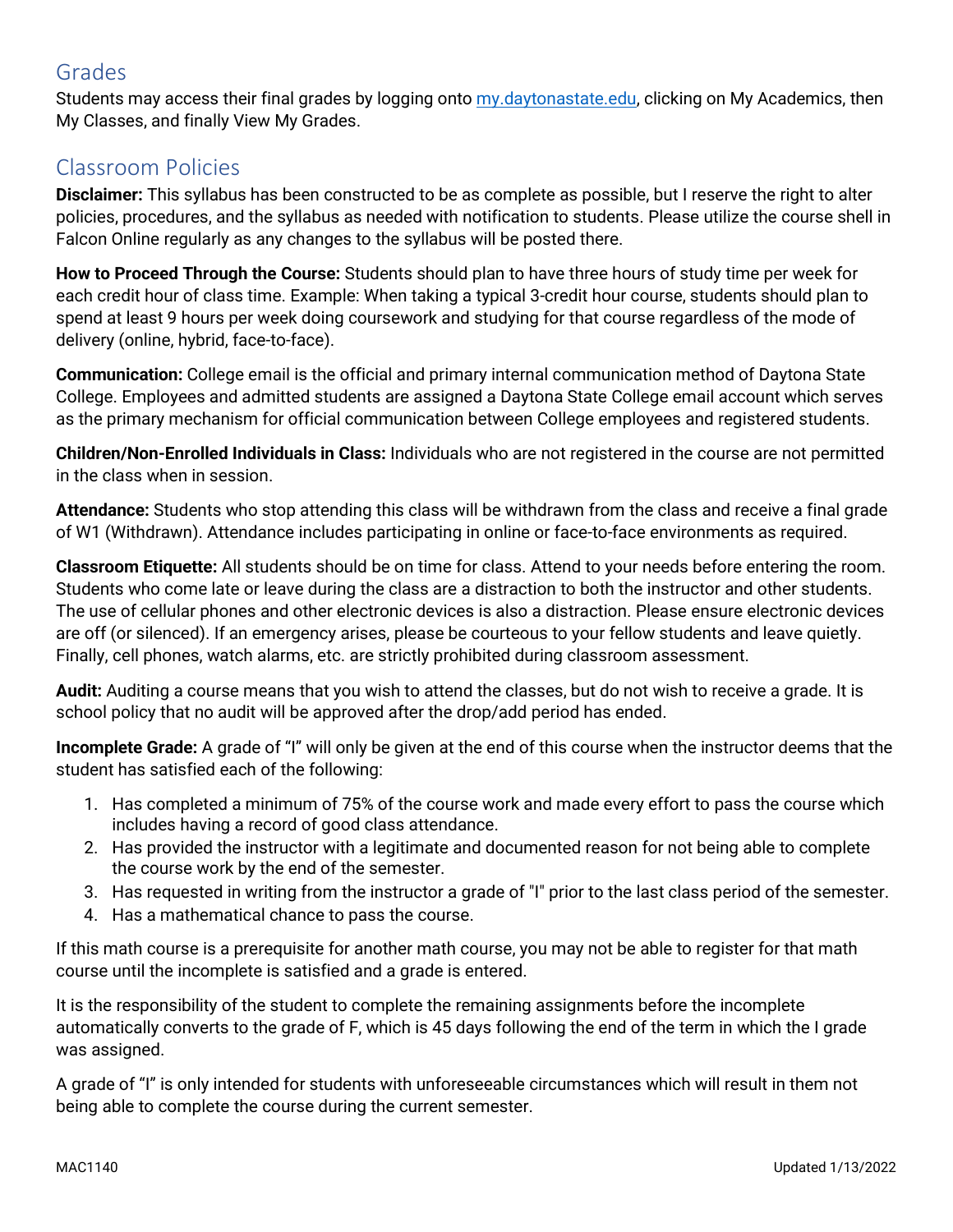## Grades

Students may access their final grades by logging onto [my.daytonastate.edu](my.daytonastate.edu), clicking on My Academics, then My Classes, and finally View My Grades.

## Classroom Policies

**Disclaimer:** This syllabus has been constructed to be as complete as possible, but I reserve the right to alter policies, procedures, and the syllabus as needed with notification to students. Please utilize the course shell in Falcon Online regularly as any changes to the syllabus will be posted there.

**How to Proceed Through the Course:** Students should plan to have three hours of study time per week for each credit hour of class time. Example: When taking a typical 3-credit hour course, students should plan to spend at least 9 hours per week doing coursework and studying for that course regardless of the mode of delivery (online, hybrid, face-to-face).

**Communication:** College email is the official and primary internal communication method of Daytona State College. Employees and admitted students are assigned a Daytona State College email account which serves as the primary mechanism for official communication between College employees and registered students.

**Children/Non-Enrolled Individuals in Class:** Individuals who are not registered in the course are not permitted in the class when in session.

**Attendance:** Students who stop attending this class will be withdrawn from the class and receive a final grade of W1 (Withdrawn). Attendance includes participating in online or face-to-face environments as required.

**Classroom Etiquette:** All students should be on time for class. Attend to your needs before entering the room. Students who come late or leave during the class are a distraction to both the instructor and other students. The use of cellular phones and other electronic devices is also a distraction. Please ensure electronic devices are off (or silenced). If an emergency arises, please be courteous to your fellow students and leave quietly. Finally, cell phones, watch alarms, etc. are strictly prohibited during classroom assessment.

**Audit:** Auditing a course means that you wish to attend the classes, but do not wish to receive a grade. It is school policy that no audit will be approved after the drop/add period has ended.

**Incomplete Grade:** A grade of "I" will only be given at the end of this course when the instructor deems that the student has satisfied each of the following:

1. Has completed a minimum of 75% of the course work and made every effort to pass the course which includes having a record of good class attendance.
2. Has provided the instructor with a legitimate and documented reason for not being able to complete the course work by the end of the semester.
3. Has requested in writing from the instructor a grade of "I" prior to the last class period of the semester.
4. Has a mathematical chance to pass the course.

If this math course is a prerequisite for another math course, you may not be able to register for that math course until the incomplete is satisfied and a grade is entered.

It is the responsibility of the student to complete the remaining assignments before the incomplete automatically converts to the grade of F, which is 45 days following the end of the term in which the I grade was assigned.

A grade of "I" is only intended for students with unforeseeable circumstances which will result in them not being able to complete the course during the current semester.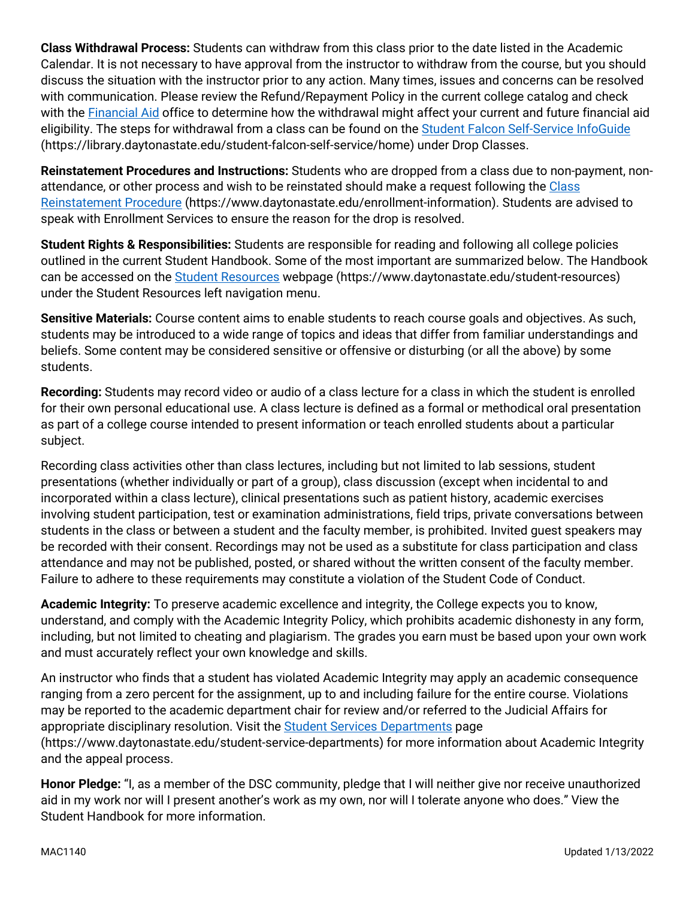**Class Withdrawal Process:** Students can withdraw from this class prior to the date listed in the Academic Calendar. It is not necessary to have approval from the instructor to withdraw from the course, but you should discuss the situation with the instructor prior to any action. Many times, issues and concerns can be resolved with communication. Please review the Refund/Repayment Policy in the current college catalog and check with the Financial Aid office to determine how the withdrawal might affect your current and future financial aid eligibility. The steps for withdrawal from a class can be found on the Student Falcon Self-Service InfoGuide (https://library.daytonastate.edu/student-falcon-self-service/home) under Drop Classes.

**Reinstatement Procedures and Instructions:** Students who are dropped from a class due to non-payment, non-attendance, or other process and wish to be reinstated should make a request following the Class Reinstatement Procedure (https://www.daytonastate.edu/enrollment-information). Students are advised to speak with Enrollment Services to ensure the reason for the drop is resolved.

**Student Rights & Responsibilities:** Students are responsible for reading and following all college policies outlined in the current Student Handbook. Some of the most important are summarized below. The Handbook can be accessed on the Student Resources webpage (https://www.daytonastate.edu/student-resources) under the Student Resources left navigation menu.

**Sensitive Materials:** Course content aims to enable students to reach course goals and objectives. As such, students may be introduced to a wide range of topics and ideas that differ from familiar understandings and beliefs. Some content may be considered sensitive or offensive or disturbing (or all the above) by some students.

**Recording:** Students may record video or audio of a class lecture for a class in which the student is enrolled for their own personal educational use. A class lecture is defined as a formal or methodical oral presentation as part of a college course intended to present information or teach enrolled students about a particular subject.

Recording class activities other than class lectures, including but not limited to lab sessions, student presentations (whether individually or part of a group), class discussion (except when incidental to and incorporated within a class lecture), clinical presentations such as patient history, academic exercises involving student participation, test or examination administrations, field trips, private conversations between students in the class or between a student and the faculty member, is prohibited. Invited guest speakers may be recorded with their consent. Recordings may not be used as a substitute for class participation and class attendance and may not be published, posted, or shared without the written consent of the faculty member. Failure to adhere to these requirements may constitute a violation of the Student Code of Conduct.

**Academic Integrity:** To preserve academic excellence and integrity, the College expects you to know, understand, and comply with the Academic Integrity Policy, which prohibits academic dishonesty in any form, including, but not limited to cheating and plagiarism. The grades you earn must be based upon your own work and must accurately reflect your own knowledge and skills.

An instructor who finds that a student has violated Academic Integrity may apply an academic consequence ranging from a zero percent for the assignment, up to and including failure for the entire course. Violations may be reported to the academic department chair for review and/or referred to the Judicial Affairs for appropriate disciplinary resolution. Visit the Student Services Departments page (https://www.daytonastate.edu/student-service-departments) for more information about Academic Integrity and the appeal process.

**Honor Pledge:** "I, as a member of the DSC community, pledge that I will neither give nor receive unauthorized aid in my work nor will I present another's work as my own, nor will I tolerate anyone who does." View the Student Handbook for more information.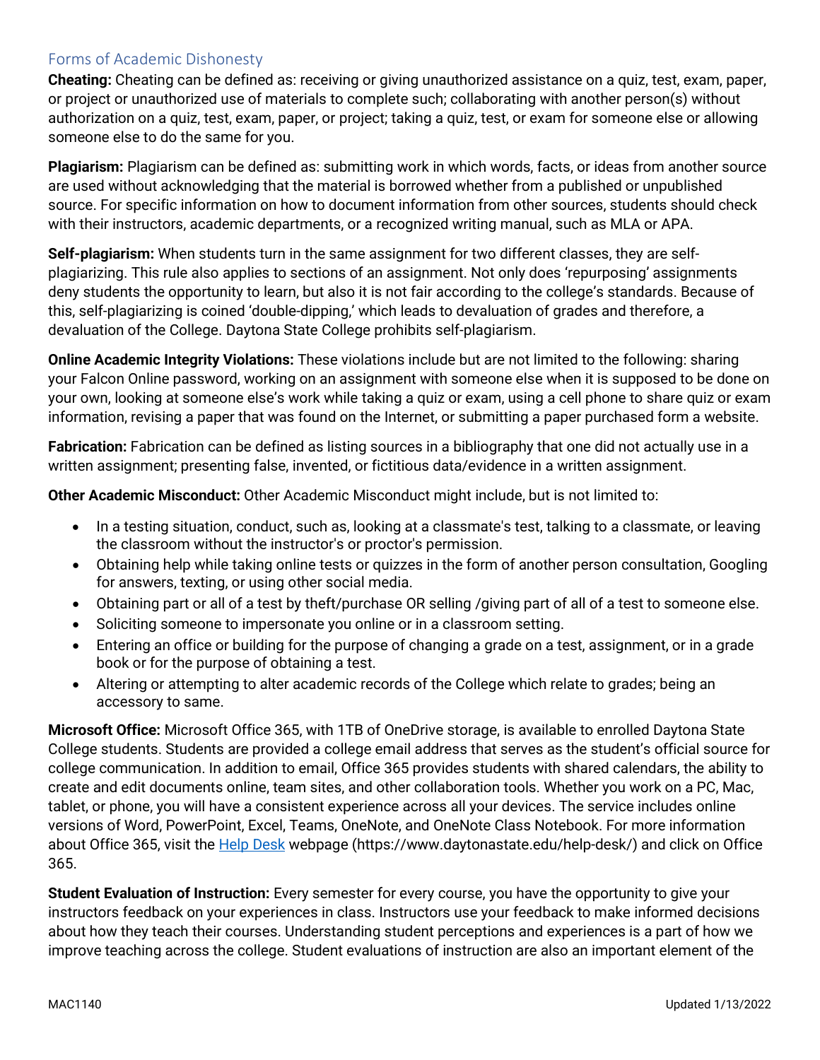## Forms of Academic Dishonesty

**Cheating:** Cheating can be defined as: receiving or giving unauthorized assistance on a quiz, test, exam, paper, or project or unauthorized use of materials to complete such; collaborating with another person(s) without authorization on a quiz, test, exam, paper, or project; taking a quiz, test, or exam for someone else or allowing someone else to do the same for you.

**Plagiarism:** Plagiarism can be defined as: submitting work in which words, facts, or ideas from another source are used without acknowledging that the material is borrowed whether from a published or unpublished source. For specific information on how to document information from other sources, students should check with their instructors, academic departments, or a recognized writing manual, such as MLA or APA.

**Self-plagiarism:** When students turn in the same assignment for two different classes, they are self-plagiarizing. This rule also applies to sections of an assignment. Not only does 'repurposing' assignments deny students the opportunity to learn, but also it is not fair according to the college's standards. Because of this, self-plagiarizing is coined 'double-dipping,' which leads to devaluation of grades and therefore, a devaluation of the College. Daytona State College prohibits self-plagiarism.

**Online Academic Integrity Violations:** These violations include but are not limited to the following: sharing your Falcon Online password, working on an assignment with someone else when it is supposed to be done on your own, looking at someone else's work while taking a quiz or exam, using a cell phone to share quiz or exam information, revising a paper that was found on the Internet, or submitting a paper purchased form a website.

**Fabrication:** Fabrication can be defined as listing sources in a bibliography that one did not actually use in a written assignment; presenting false, invented, or fictitious data/evidence in a written assignment.

**Other Academic Misconduct:** Other Academic Misconduct might include, but is not limited to:

- In a testing situation, conduct, such as, looking at a classmate's test, talking to a classmate, or leaving the classroom without the instructor's or proctor's permission.
- Obtaining help while taking online tests or quizzes in the form of another person consultation, Googling for answers, texting, or using other social media.
- Obtaining part or all of a test by theft/purchase OR selling /giving part of all of a test to someone else.
- Soliciting someone to impersonate you online or in a classroom setting.
- Entering an office or building for the purpose of changing a grade on a test, assignment, or in a grade book or for the purpose of obtaining a test.
- Altering or attempting to alter academic records of the College which relate to grades; being an accessory to same.

**Microsoft Office:** Microsoft Office 365, with 1TB of OneDrive storage, is available to enrolled Daytona State College students. Students are provided a college email address that serves as the student's official source for college communication. In addition to email, Office 365 provides students with shared calendars, the ability to create and edit documents online, team sites, and other collaboration tools. Whether you work on a PC, Mac, tablet, or phone, you will have a consistent experience across all your devices. The service includes online versions of Word, PowerPoint, Excel, Teams, OneNote, and OneNote Class Notebook. For more information about Office 365, visit the [Help Desk](https://www.daytonastate.edu/help-desk/) webpage (https://www.daytonastate.edu/help-desk/) and click on Office 365.

**Student Evaluation of Instruction:** Every semester for every course, you have the opportunity to give your instructors feedback on your experiences in class. Instructors use your feedback to make informed decisions about how they teach their courses. Understanding student perceptions and experiences is a part of how we improve teaching across the college. Student evaluations of instruction are also an important element of the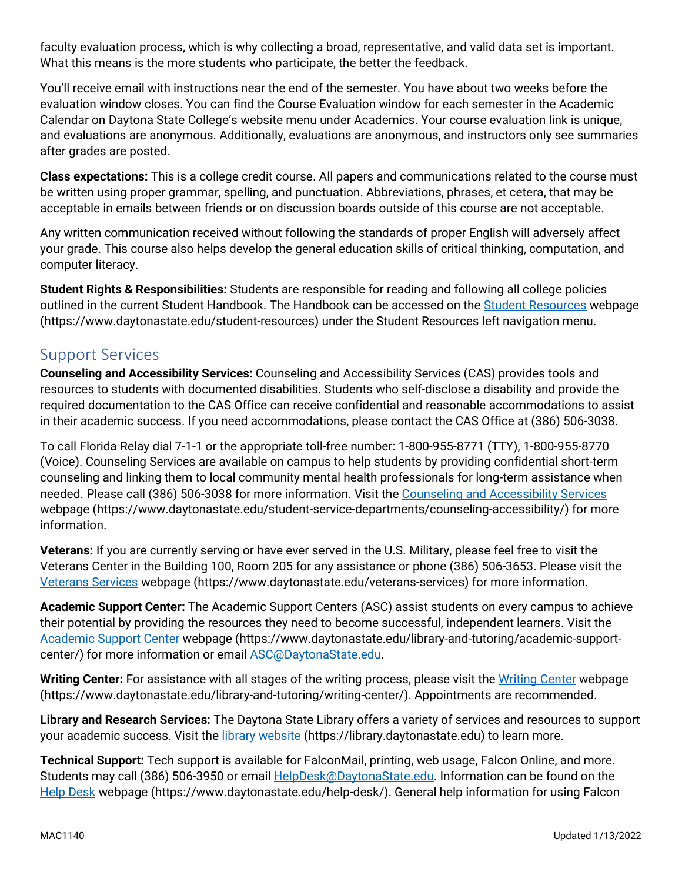faculty evaluation process, which is why collecting a broad, representative, and valid data set is important. What this means is the more students who participate, the better the feedback.

You'll receive email with instructions near the end of the semester. You have about two weeks before the evaluation window closes. You can find the Course Evaluation window for each semester in the Academic Calendar on Daytona State College's website menu under Academics. Your course evaluation link is unique, and evaluations are anonymous. Additionally, evaluations are anonymous, and instructors only see summaries after grades are posted.

**Class expectations:** This is a college credit course. All papers and communications related to the course must be written using proper grammar, spelling, and punctuation. Abbreviations, phrases, et cetera, that may be acceptable in emails between friends or on discussion boards outside of this course are not acceptable.

Any written communication received without following the standards of proper English will adversely affect your grade. This course also helps develop the general education skills of critical thinking, computation, and computer literacy.

**Student Rights & Responsibilities:** Students are responsible for reading and following all college policies outlined in the current Student Handbook. The Handbook can be accessed on the Student Resources webpage (https://www.daytonastate.edu/student-resources) under the Student Resources left navigation menu.

## Support Services

**Counseling and Accessibility Services:** Counseling and Accessibility Services (CAS) provides tools and resources to students with documented disabilities. Students who self-disclose a disability and provide the required documentation to the CAS Office can receive confidential and reasonable accommodations to assist in their academic success. If you need accommodations, please contact the CAS Office at (386) 506-3038.

To call Florida Relay dial 7-1-1 or the appropriate toll-free number: 1-800-955-8771 (TTY), 1-800-955-8770 (Voice). Counseling Services are available on campus to help students by providing confidential short-term counseling and linking them to local community mental health professionals for long-term assistance when needed. Please call (386) 506-3038 for more information. Visit the Counseling and Accessibility Services webpage (https://www.daytonastate.edu/student-service-departments/counseling-accessibility/) for more information.

**Veterans:** If you are currently serving or have ever served in the U.S. Military, please feel free to visit the Veterans Center in the Building 100, Room 205 for any assistance or phone (386) 506-3653. Please visit the Veterans Services webpage (https://www.daytonastate.edu/veterans-services) for more information.

**Academic Support Center:** The Academic Support Centers (ASC) assist students on every campus to achieve their potential by providing the resources they need to become successful, independent learners. Visit the Academic Support Center webpage (https://www.daytonastate.edu/library-and-tutoring/academic-support-center/) for more information or email ASC@DaytonaState.edu.

**Writing Center:** For assistance with all stages of the writing process, please visit the Writing Center webpage (https://www.daytonastate.edu/library-and-tutoring/writing-center/). Appointments are recommended.

**Library and Research Services:** The Daytona State Library offers a variety of services and resources to support your academic success. Visit the library website (https://library.daytonastate.edu) to learn more.

**Technical Support:** Tech support is available for FalconMail, printing, web usage, Falcon Online, and more. Students may call (386) 506-3950 or email HelpDesk@DaytonaState.edu. Information can be found on the Help Desk webpage (https://www.daytonastate.edu/help-desk/). General help information for using Falcon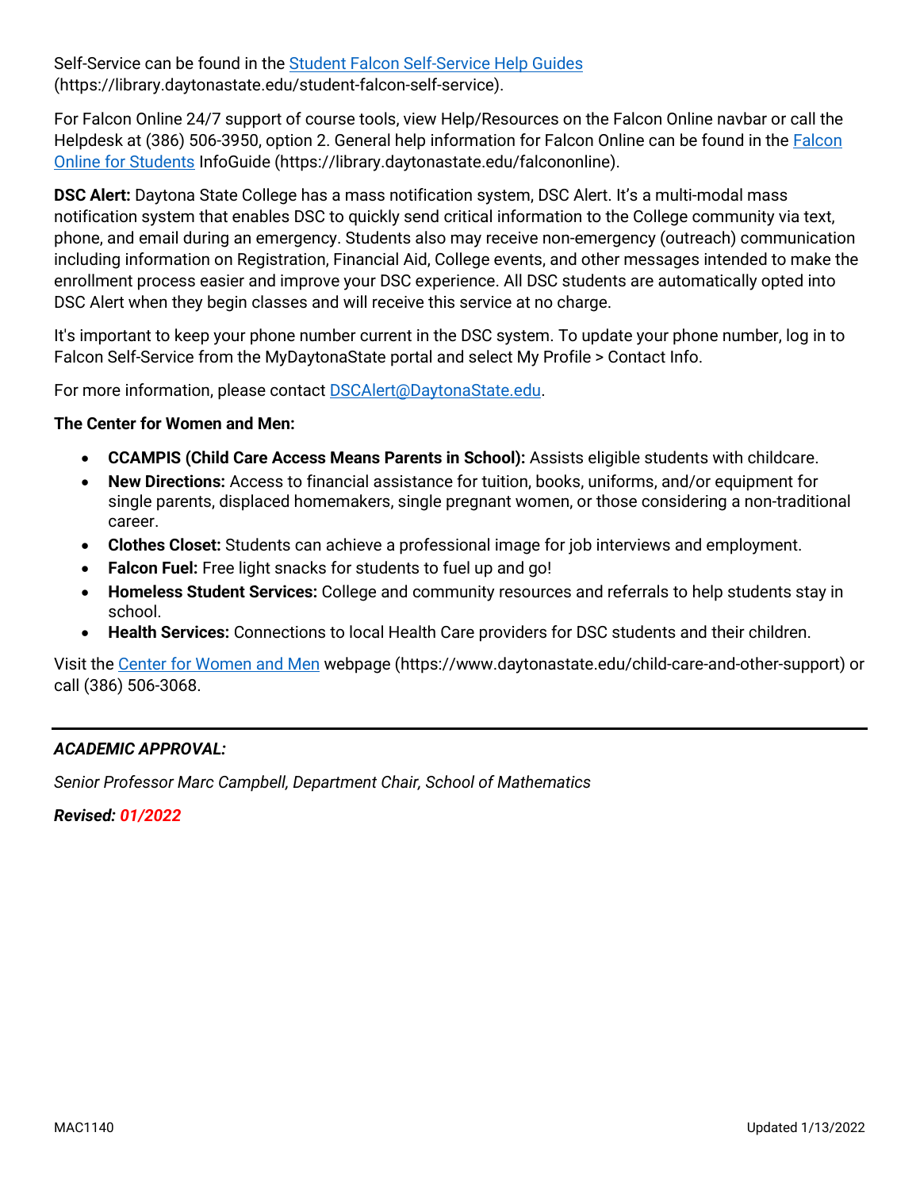Self-Service can be found in the [Student Falcon Self-Service Help Guides](https://library.daytonastate.edu/student-falcon-self-service) (https://library.daytonastate.edu/student-falcon-self-service).

For Falcon Online 24/7 support of course tools, view Help/Resources on the Falcon Online navbar or call the Helpdesk at (386) 506-3950, option 2. General help information for Falcon Online can be found in the [Falcon Online for Students](https://library.daytonastate.edu/falcononline) InfoGuide (https://library.daytonastate.edu/falcononline).

**DSC Alert:** Daytona State College has a mass notification system, DSC Alert. It's a multi-modal mass notification system that enables DSC to quickly send critical information to the College community via text, phone, and email during an emergency. Students also may receive non-emergency (outreach) communication including information on Registration, Financial Aid, College events, and other messages intended to make the enrollment process easier and improve your DSC experience. All DSC students are automatically opted into DSC Alert when they begin classes and will receive this service at no charge.

It's important to keep your phone number current in the DSC system. To update your phone number, log in to Falcon Self-Service from the MyDaytonaState portal and select My Profile > Contact Info.

For more information, please contact [DSCAlert@DaytonaState.edu](mailto:DSCAlert@DaytonaState.edu).

**The Center for Women and Men:**

- **CCAMPIS (Child Care Access Means Parents in School):** Assists eligible students with childcare.
- **New Directions:** Access to financial assistance for tuition, books, uniforms, and/or equipment for single parents, displaced homemakers, single pregnant women, or those considering a non-traditional career.
- **Clothes Closet:** Students can achieve a professional image for job interviews and employment.
- **Falcon Fuel:** Free light snacks for students to fuel up and go!
- **Homeless Student Services:** College and community resources and referrals to help students stay in school.
- **Health Services:** Connections to local Health Care providers for DSC students and their children.

Visit the [Center for Women and Men](https://www.daytonastate.edu/child-care-and-other-support) webpage (https://www.daytonastate.edu/child-care-and-other-support) or call (386) 506-3068.

---

***ACADEMIC APPROVAL:***

*Senior Professor Marc Campbell, Department Chair, School of Mathematics*

***Revised: 01/2022***